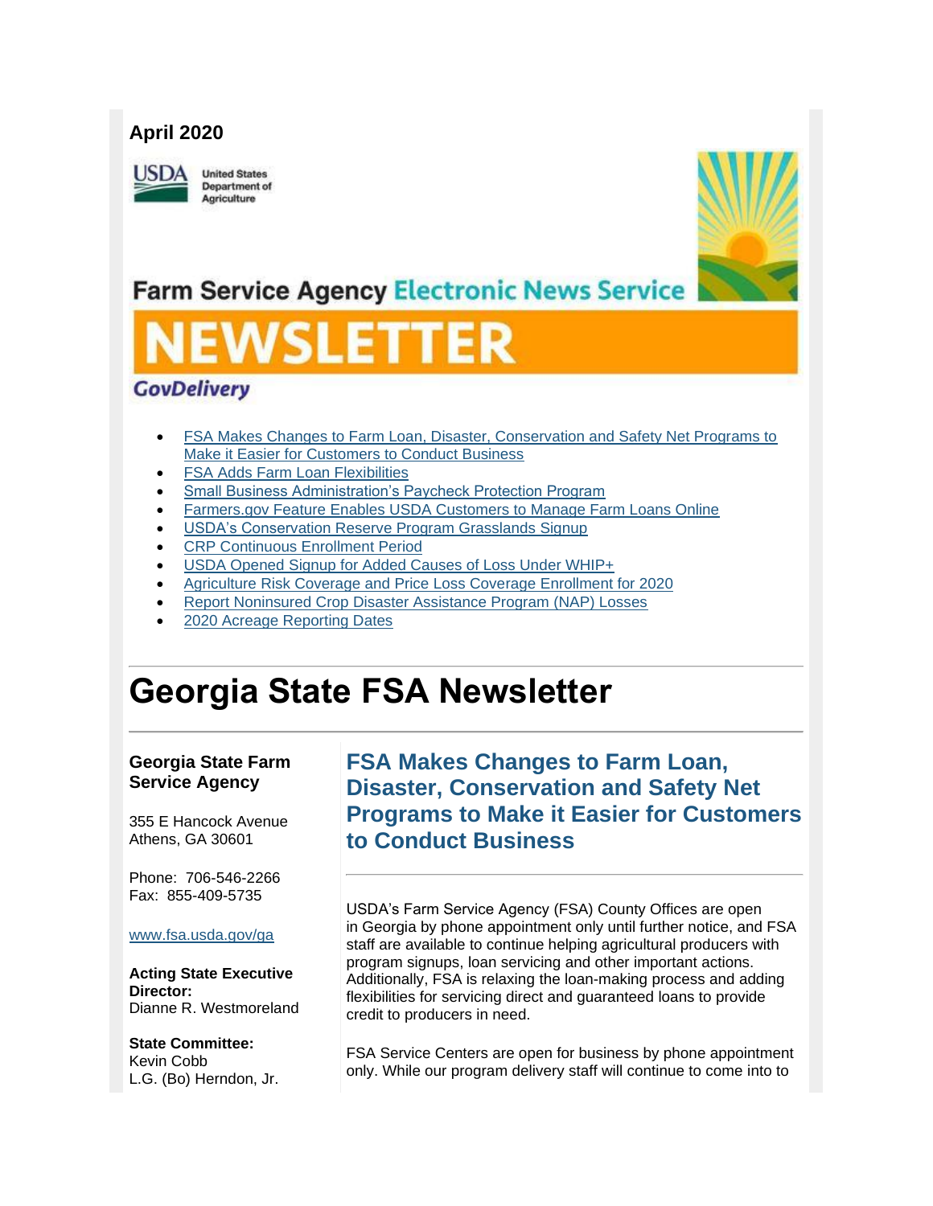**April 2020**

United States Department of Agriculture

Farm Service Agency Electronic News Service

# NEWSLETTER

GovDelivery

- FSA Makes Changes to Farm Loan, Disaster, Conservation and Safety Net Programs to Make it Easier for Customers to Conduct Business
- FSA Adds Farm Loan Flexibilities
- Small Business Administration's Paycheck Protection Program
- Farmers.gov Feature Enables USDA Customers to Manage Farm Loans Online
- USDA's Conservation Reserve Program Grasslands Signup
- CRP Continuous Enrollment Period
- USDA Opened Signup for Added Causes of Loss Under WHIP+
- Agriculture Risk Coverage and Price Loss Coverage Enrollment for 2020
- Report Noninsured Crop Disaster Assistance Program (NAP) Losses
- 2020 Acreage Reporting Dates

# Georgia State FSA Newsletter

**Georgia State Farm Service Agency**

355 E Hancock Avenue
Athens, GA 30601

Phone: 706-546-2266
Fax: 855-409-5735

www.fsa.usda.gov/ga

**Acting State Executive Director:**
Dianne R. Westmoreland

**State Committee:**
Kevin Cobb
L.G. (Bo) Herndon, Jr.

## FSA Makes Changes to Farm Loan, Disaster, Conservation and Safety Net Programs to Make it Easier for Customers to Conduct Business

USDA's Farm Service Agency (FSA) County Offices are open in Georgia by phone appointment only until further notice, and FSA staff are available to continue helping agricultural producers with program signups, loan servicing and other important actions. Additionally, FSA is relaxing the loan-making process and adding flexibilities for servicing direct and guaranteed loans to provide credit to producers in need.

FSA Service Centers are open for business by phone appointment only. While our program delivery staff will continue to come into to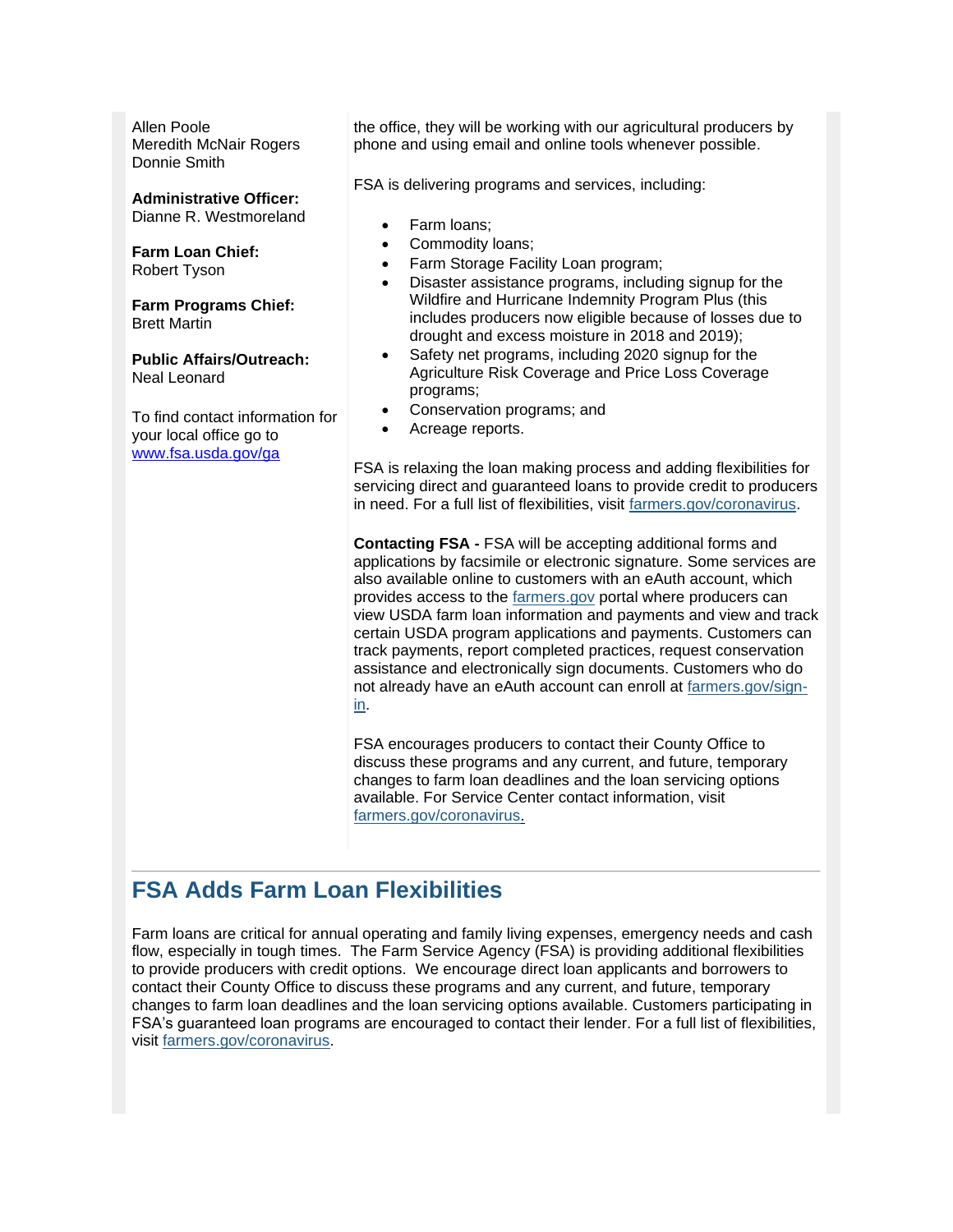Allen Poole
Meredith McNair Rogers
Donnie Smith

**Administrative Officer:**
Dianne R. Westmoreland

**Farm Loan Chief:**
Robert Tyson

**Farm Programs Chief:**
Brett Martin

**Public Affairs/Outreach:**
Neal Leonard

To find contact information for your local office go to [www.fsa.usda.gov/ga](www.fsa.usda.gov/ga)

the office, they will be working with our agricultural producers by phone and using email and online tools whenever possible.

FSA is delivering programs and services, including:

- Farm loans;
- Commodity loans;
- Farm Storage Facility Loan program;
- Disaster assistance programs, including signup for the Wildfire and Hurricane Indemnity Program Plus (this includes producers now eligible because of losses due to drought and excess moisture in 2018 and 2019);
- Safety net programs, including 2020 signup for the Agriculture Risk Coverage and Price Loss Coverage programs;
- Conservation programs; and
- Acreage reports.

FSA is relaxing the loan making process and adding flexibilities for servicing direct and guaranteed loans to provide credit to producers in need. For a full list of flexibilities, visit [farmers.gov/coronavirus](farmers.gov/coronavirus).

**Contacting FSA -** FSA will be accepting additional forms and applications by facsimile or electronic signature. Some services are also available online to customers with an eAuth account, which provides access to the [farmers.gov](farmers.gov) portal where producers can view USDA farm loan information and payments and view and track certain USDA program applications and payments. Customers can track payments, report completed practices, request conservation assistance and electronically sign documents. Customers who do not already have an eAuth account can enroll at [farmers.gov/sign-in](farmers.gov/sign-in).

FSA encourages producers to contact their County Office to discuss these programs and any current, and future, temporary changes to farm loan deadlines and the loan servicing options available. For Service Center contact information, visit [farmers.gov/coronavirus](farmers.gov/coronavirus).

## FSA Adds Farm Loan Flexibilities

Farm loans are critical for annual operating and family living expenses, emergency needs and cash flow, especially in tough times. The Farm Service Agency (FSA) is providing additional flexibilities to provide producers with credit options. We encourage direct loan applicants and borrowers to contact their County Office to discuss these programs and any current, and future, temporary changes to farm loan deadlines and the loan servicing options available. Customers participating in FSA's guaranteed loan programs are encouraged to contact their lender. For a full list of flexibilities, visit [farmers.gov/coronavirus](farmers.gov/coronavirus).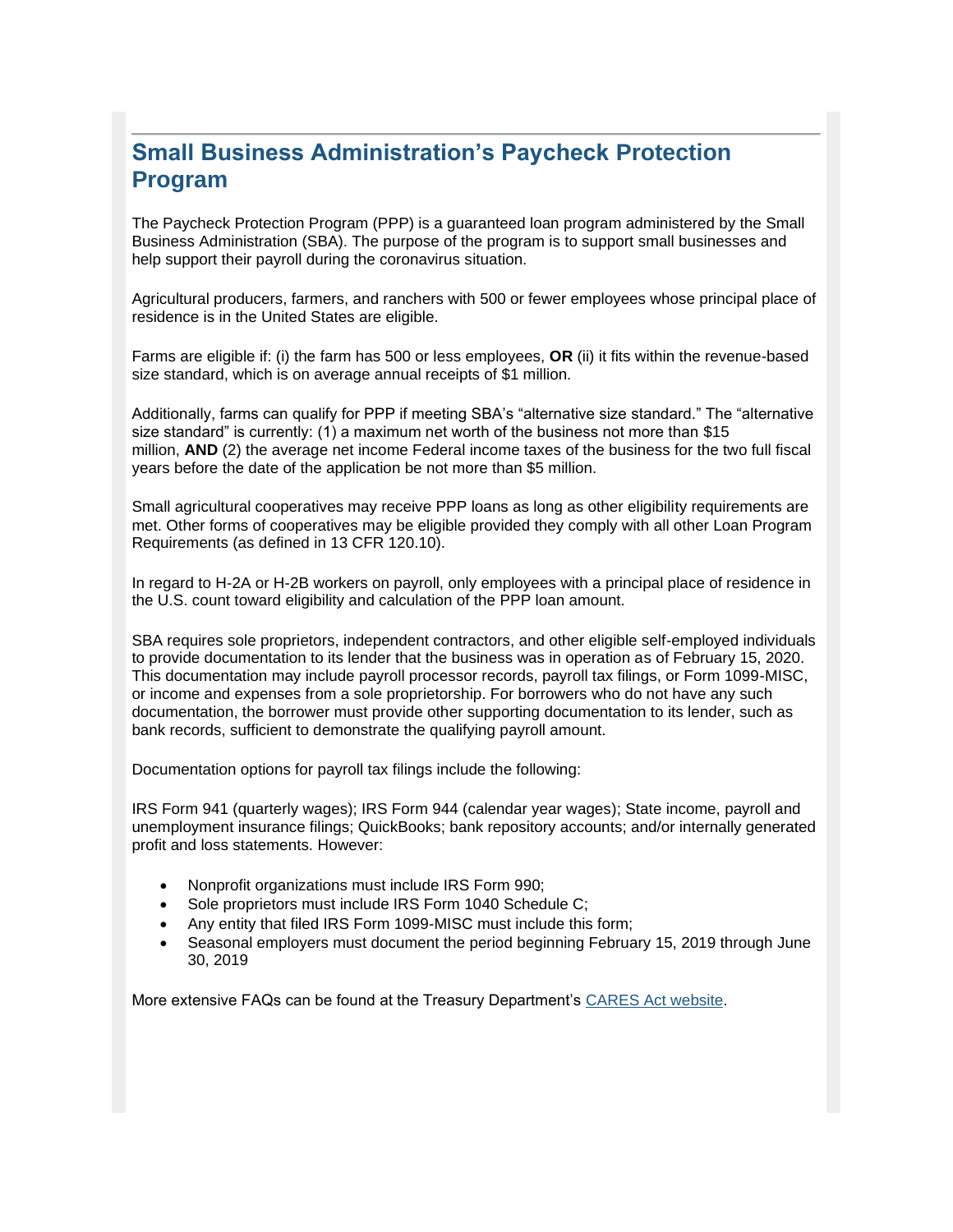## Small Business Administration's Paycheck Protection Program

The Paycheck Protection Program (PPP) is a guaranteed loan program administered by the Small Business Administration (SBA). The purpose of the program is to support small businesses and help support their payroll during the coronavirus situation.

Agricultural producers, farmers, and ranchers with 500 or fewer employees whose principal place of residence is in the United States are eligible.

Farms are eligible if: (i) the farm has 500 or less employees, **OR** (ii) it fits within the revenue-based size standard, which is on average annual receipts of $1 million.

Additionally, farms can qualify for PPP if meeting SBA's "alternative size standard." The "alternative size standard" is currently: (1) a maximum net worth of the business not more than $15 million, **AND** (2) the average net income Federal income taxes of the business for the two full fiscal years before the date of the application be not more than $5 million.

Small agricultural cooperatives may receive PPP loans as long as other eligibility requirements are met. Other forms of cooperatives may be eligible provided they comply with all other Loan Program Requirements (as defined in 13 CFR 120.10).

In regard to H-2A or H-2B workers on payroll, only employees with a principal place of residence in the U.S. count toward eligibility and calculation of the PPP loan amount.

SBA requires sole proprietors, independent contractors, and other eligible self-employed individuals to provide documentation to its lender that the business was in operation as of February 15, 2020. This documentation may include payroll processor records, payroll tax filings, or Form 1099-MISC, or income and expenses from a sole proprietorship. For borrowers who do not have any such documentation, the borrower must provide other supporting documentation to its lender, such as bank records, sufficient to demonstrate the qualifying payroll amount.

Documentation options for payroll tax filings include the following:

IRS Form 941 (quarterly wages); IRS Form 944 (calendar year wages); State income, payroll and unemployment insurance filings; QuickBooks; bank repository accounts; and/or internally generated profit and loss statements. However:

- Nonprofit organizations must include IRS Form 990;
- Sole proprietors must include IRS Form 1040 Schedule C;
- Any entity that filed IRS Form 1099-MISC must include this form;
- Seasonal employers must document the period beginning February 15, 2019 through June 30, 2019

More extensive FAQs can be found at the Treasury Department's [CARES Act website](#).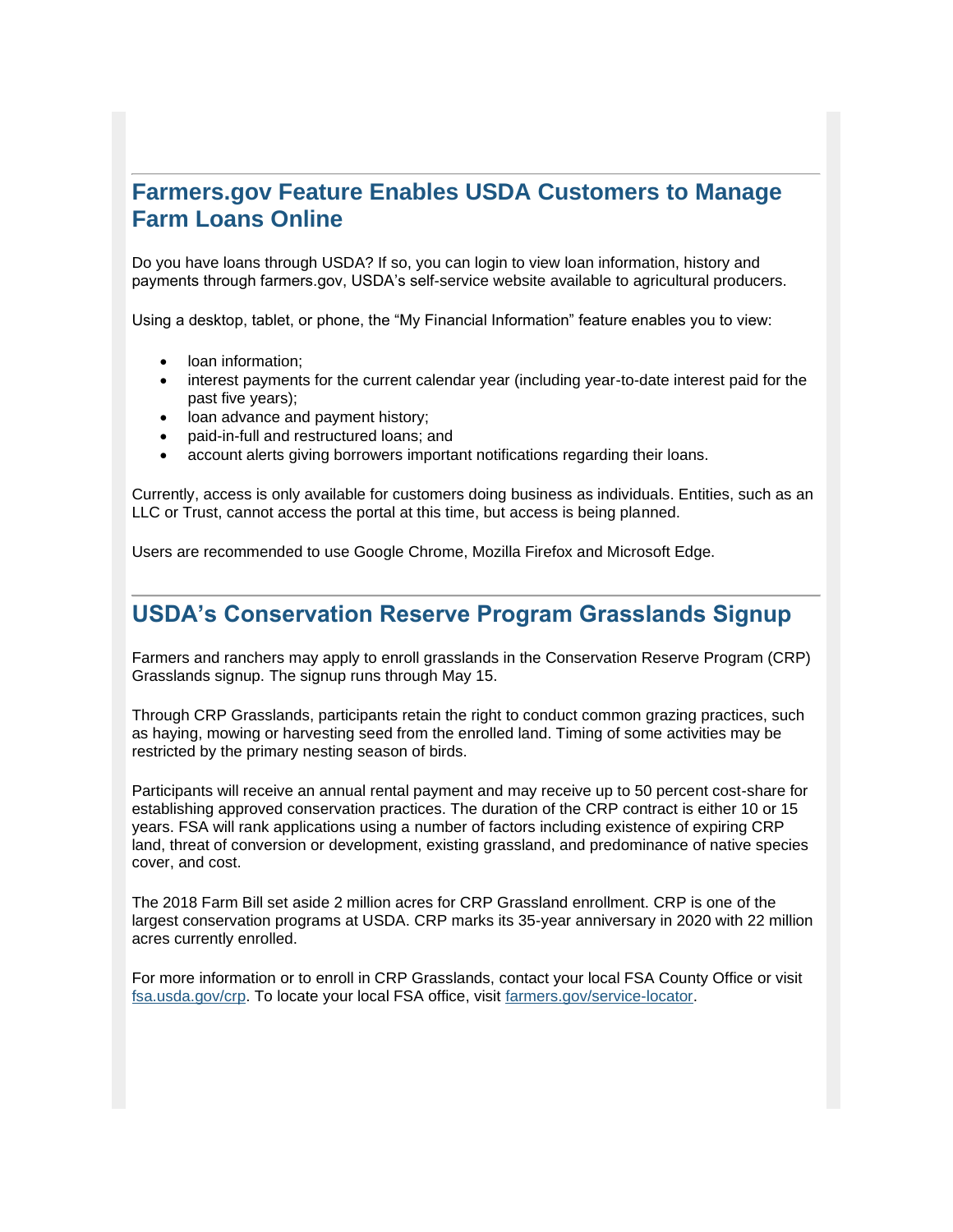## Farmers.gov Feature Enables USDA Customers to Manage Farm Loans Online

Do you have loans through USDA? If so, you can login to view loan information, history and payments through farmers.gov, USDA's self-service website available to agricultural producers.

Using a desktop, tablet, or phone, the "My Financial Information" feature enables you to view:

- loan information;
- interest payments for the current calendar year (including year-to-date interest paid for the past five years);
- loan advance and payment history;
- paid-in-full and restructured loans; and
- account alerts giving borrowers important notifications regarding their loans.

Currently, access is only available for customers doing business as individuals. Entities, such as an LLC or Trust, cannot access the portal at this time, but access is being planned.

Users are recommended to use Google Chrome, Mozilla Firefox and Microsoft Edge.

## USDA's Conservation Reserve Program Grasslands Signup

Farmers and ranchers may apply to enroll grasslands in the Conservation Reserve Program (CRP) Grasslands signup. The signup runs through May 15.

Through CRP Grasslands, participants retain the right to conduct common grazing practices, such as haying, mowing or harvesting seed from the enrolled land. Timing of some activities may be restricted by the primary nesting season of birds.

Participants will receive an annual rental payment and may receive up to 50 percent cost-share for establishing approved conservation practices. The duration of the CRP contract is either 10 or 15 years. FSA will rank applications using a number of factors including existence of expiring CRP land, threat of conversion or development, existing grassland, and predominance of native species cover, and cost.

The 2018 Farm Bill set aside 2 million acres for CRP Grassland enrollment. CRP is one of the largest conservation programs at USDA. CRP marks its 35-year anniversary in 2020 with 22 million acres currently enrolled.

For more information or to enroll in CRP Grasslands, contact your local FSA County Office or visit [fsa.usda.gov/crp](fsa.usda.gov/crp). To locate your local FSA office, visit [farmers.gov/service-locator](farmers.gov/service-locator).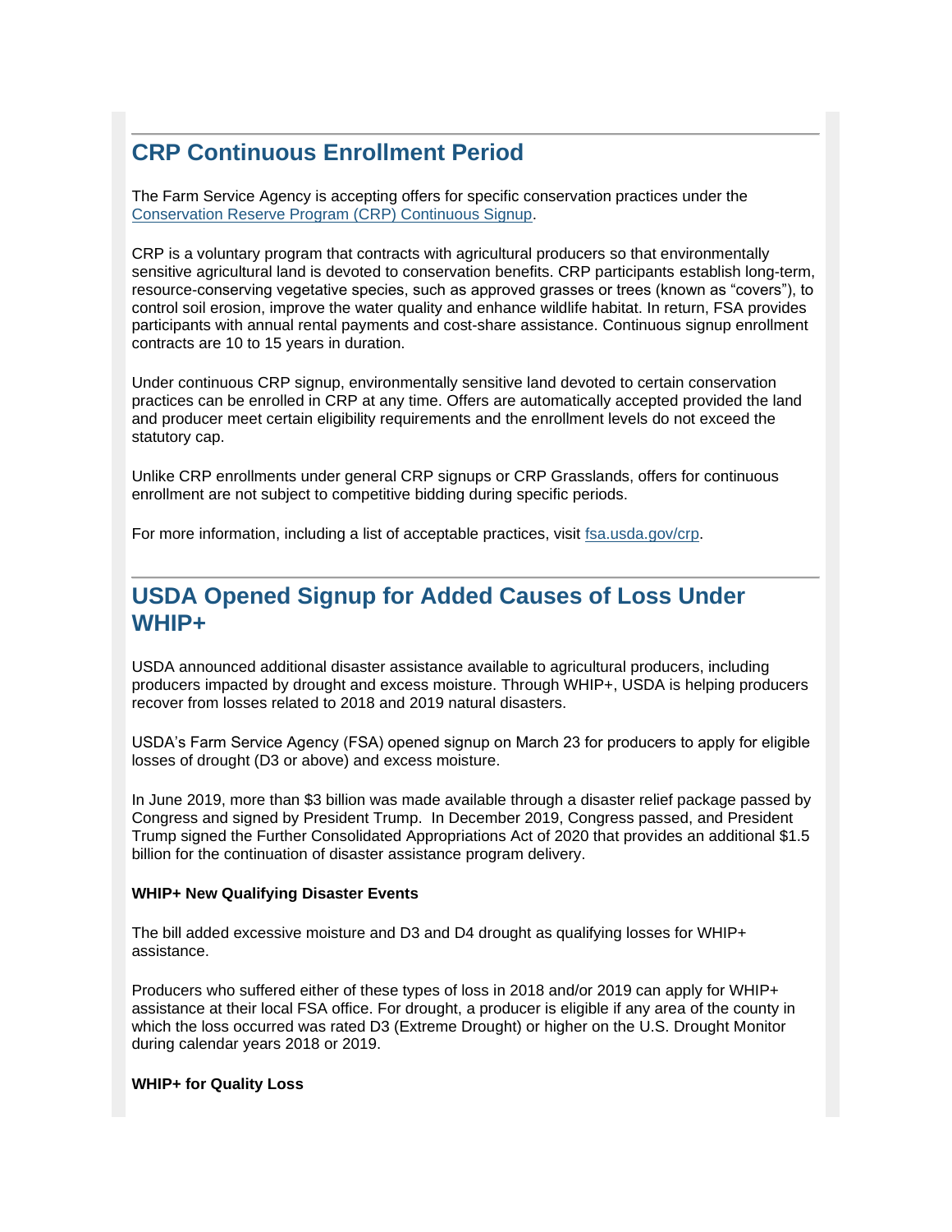## CRP Continuous Enrollment Period

The Farm Service Agency is accepting offers for specific conservation practices under the Conservation Reserve Program (CRP) Continuous Signup.

CRP is a voluntary program that contracts with agricultural producers so that environmentally sensitive agricultural land is devoted to conservation benefits. CRP participants establish long-term, resource-conserving vegetative species, such as approved grasses or trees (known as "covers"), to control soil erosion, improve the water quality and enhance wildlife habitat. In return, FSA provides participants with annual rental payments and cost-share assistance. Continuous signup enrollment contracts are 10 to 15 years in duration.

Under continuous CRP signup, environmentally sensitive land devoted to certain conservation practices can be enrolled in CRP at any time. Offers are automatically accepted provided the land and producer meet certain eligibility requirements and the enrollment levels do not exceed the statutory cap.

Unlike CRP enrollments under general CRP signups or CRP Grasslands, offers for continuous enrollment are not subject to competitive bidding during specific periods.

For more information, including a list of acceptable practices, visit fsa.usda.gov/crp.

## USDA Opened Signup for Added Causes of Loss Under WHIP+

USDA announced additional disaster assistance available to agricultural producers, including producers impacted by drought and excess moisture. Through WHIP+, USDA is helping producers recover from losses related to 2018 and 2019 natural disasters.

USDA's Farm Service Agency (FSA) opened signup on March 23 for producers to apply for eligible losses of drought (D3 or above) and excess moisture.

In June 2019, more than $3 billion was made available through a disaster relief package passed by Congress and signed by President Trump. In December 2019, Congress passed, and President Trump signed the Further Consolidated Appropriations Act of 2020 that provides an additional $1.5 billion for the continuation of disaster assistance program delivery.

**WHIP+ New Qualifying Disaster Events**

The bill added excessive moisture and D3 and D4 drought as qualifying losses for WHIP+ assistance.

Producers who suffered either of these types of loss in 2018 and/or 2019 can apply for WHIP+ assistance at their local FSA office. For drought, a producer is eligible if any area of the county in which the loss occurred was rated D3 (Extreme Drought) or higher on the U.S. Drought Monitor during calendar years 2018 or 2019.

**WHIP+ for Quality Loss**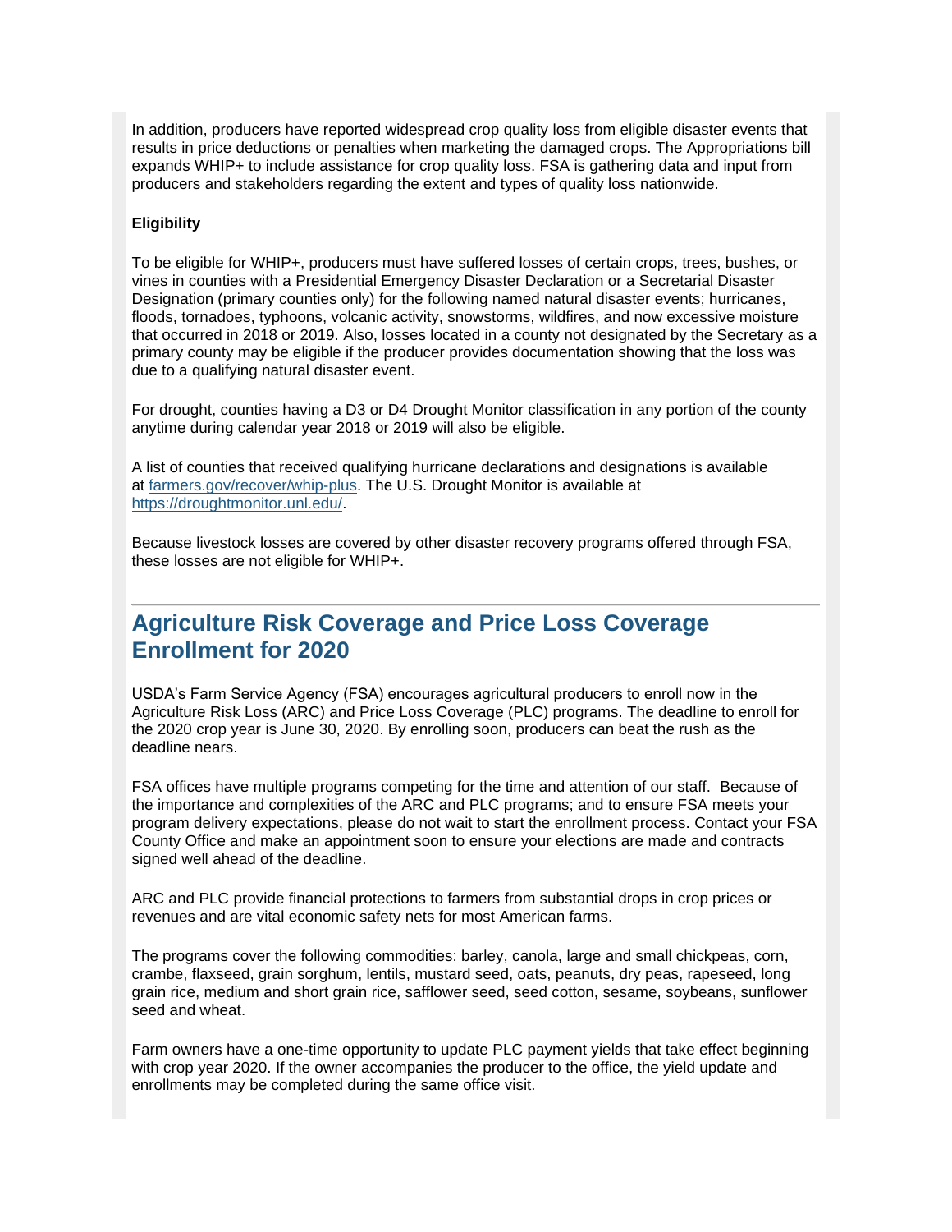In addition, producers have reported widespread crop quality loss from eligible disaster events that results in price deductions or penalties when marketing the damaged crops. The Appropriations bill expands WHIP+ to include assistance for crop quality loss. FSA is gathering data and input from producers and stakeholders regarding the extent and types of quality loss nationwide.

**Eligibility**

To be eligible for WHIP+, producers must have suffered losses of certain crops, trees, bushes, or vines in counties with a Presidential Emergency Disaster Declaration or a Secretarial Disaster Designation (primary counties only) for the following named natural disaster events; hurricanes, floods, tornadoes, typhoons, volcanic activity, snowstorms, wildfires, and now excessive moisture that occurred in 2018 or 2019. Also, losses located in a county not designated by the Secretary as a primary county may be eligible if the producer provides documentation showing that the loss was due to a qualifying natural disaster event.

For drought, counties having a D3 or D4 Drought Monitor classification in any portion of the county anytime during calendar year 2018 or 2019 will also be eligible.

A list of counties that received qualifying hurricane declarations and designations is available at [farmers.gov/recover/whip-plus](farmers.gov/recover/whip-plus). The U.S. Drought Monitor is available at [https://droughtmonitor.unl.edu/](https://droughtmonitor.unl.edu/).

Because livestock losses are covered by other disaster recovery programs offered through FSA, these losses are not eligible for WHIP+.

---

## Agriculture Risk Coverage and Price Loss Coverage Enrollment for 2020

USDA's Farm Service Agency (FSA) encourages agricultural producers to enroll now in the Agriculture Risk Loss (ARC) and Price Loss Coverage (PLC) programs. The deadline to enroll for the 2020 crop year is June 30, 2020. By enrolling soon, producers can beat the rush as the deadline nears.

FSA offices have multiple programs competing for the time and attention of our staff. Because of the importance and complexities of the ARC and PLC programs; and to ensure FSA meets your program delivery expectations, please do not wait to start the enrollment process. Contact your FSA County Office and make an appointment soon to ensure your elections are made and contracts signed well ahead of the deadline.

ARC and PLC provide financial protections to farmers from substantial drops in crop prices or revenues and are vital economic safety nets for most American farms.

The programs cover the following commodities: barley, canola, large and small chickpeas, corn, crambe, flaxseed, grain sorghum, lentils, mustard seed, oats, peanuts, dry peas, rapeseed, long grain rice, medium and short grain rice, safflower seed, seed cotton, sesame, soybeans, sunflower seed and wheat.

Farm owners have a one-time opportunity to update PLC payment yields that take effect beginning with crop year 2020. If the owner accompanies the producer to the office, the yield update and enrollments may be completed during the same office visit.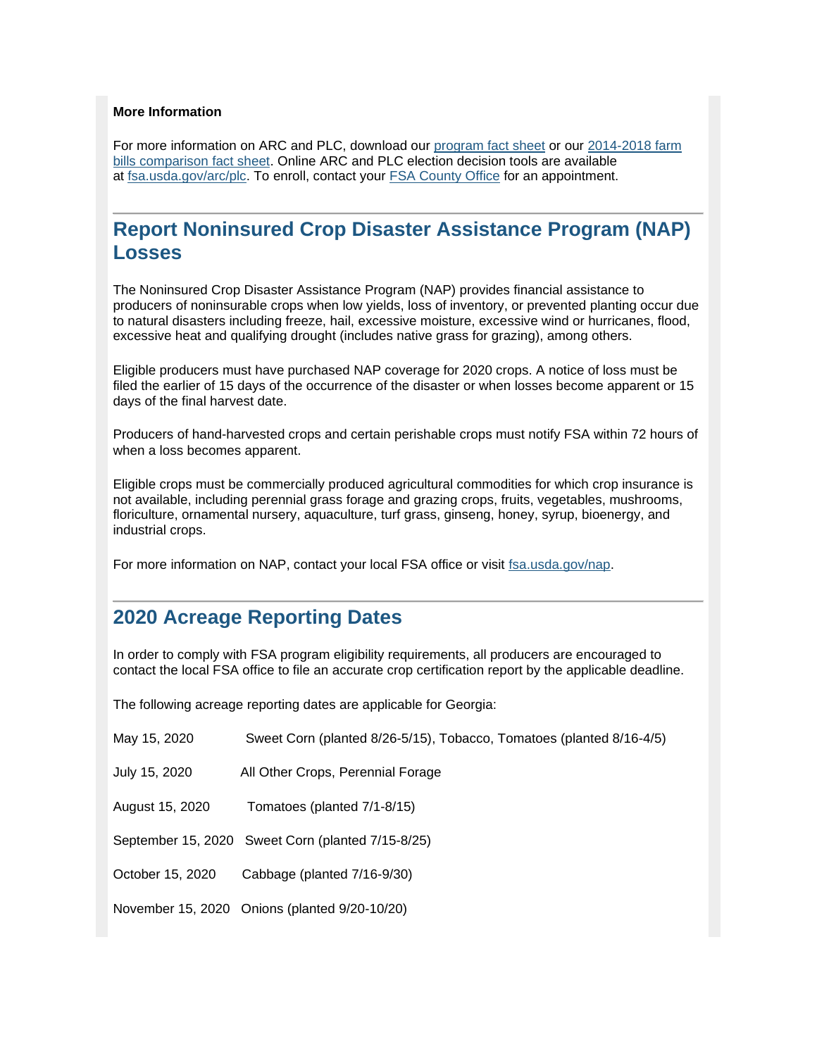**More Information**

For more information on ARC and PLC, download our program fact sheet or our 2014-2018 farm bills comparison fact sheet. Online ARC and PLC election decision tools are available at fsa.usda.gov/arc/plc. To enroll, contact your FSA County Office for an appointment.

## Report Noninsured Crop Disaster Assistance Program (NAP) Losses

The Noninsured Crop Disaster Assistance Program (NAP) provides financial assistance to producers of noninsurable crops when low yields, loss of inventory, or prevented planting occur due to natural disasters including freeze, hail, excessive moisture, excessive wind or hurricanes, flood, excessive heat and qualifying drought (includes native grass for grazing), among others.

Eligible producers must have purchased NAP coverage for 2020 crops. A notice of loss must be filed the earlier of 15 days of the occurrence of the disaster or when losses become apparent or 15 days of the final harvest date.

Producers of hand-harvested crops and certain perishable crops must notify FSA within 72 hours of when a loss becomes apparent.

Eligible crops must be commercially produced agricultural commodities for which crop insurance is not available, including perennial grass forage and grazing crops, fruits, vegetables, mushrooms, floriculture, ornamental nursery, aquaculture, turf grass, ginseng, honey, syrup, bioenergy, and industrial crops.

For more information on NAP, contact your local FSA office or visit fsa.usda.gov/nap.

## 2020 Acreage Reporting Dates

In order to comply with FSA program eligibility requirements, all producers are encouraged to contact the local FSA office to file an accurate crop certification report by the applicable deadline.

The following acreage reporting dates are applicable for Georgia:

May 15, 2020 Sweet Corn (planted 8/26-5/15), Tobacco, Tomatoes (planted 8/16-4/5)

July 15, 2020 All Other Crops, Perennial Forage

August 15, 2020 Tomatoes (planted 7/1-8/15)

September 15, 2020 Sweet Corn (planted 7/15-8/25)

October 15, 2020 Cabbage (planted 7/16-9/30)

November 15, 2020 Onions (planted 9/20-10/20)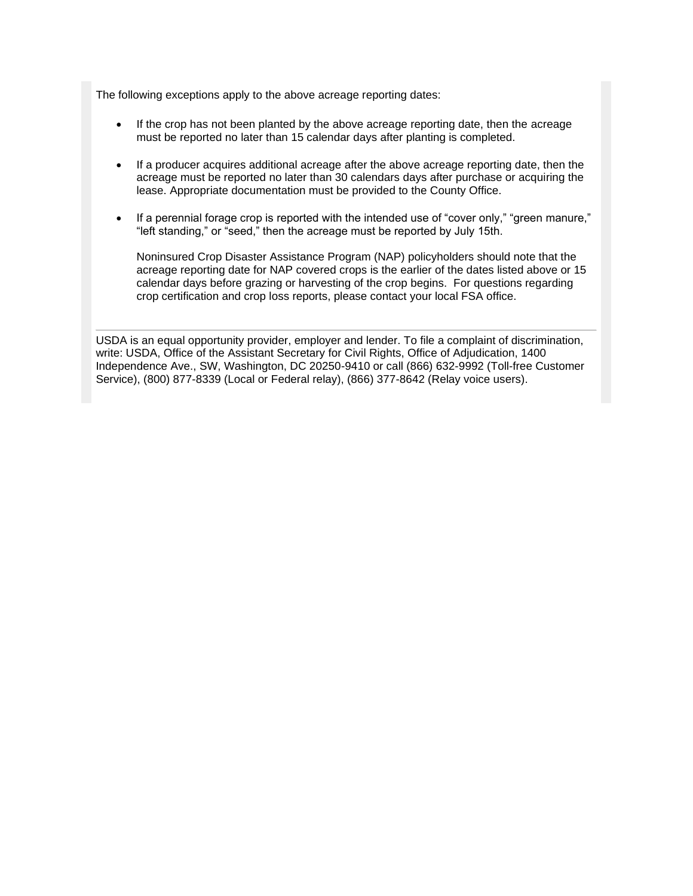The following exceptions apply to the above acreage reporting dates:

- If the crop has not been planted by the above acreage reporting date, then the acreage must be reported no later than 15 calendar days after planting is completed.

- If a producer acquires additional acreage after the above acreage reporting date, then the acreage must be reported no later than 30 calendars days after purchase or acquiring the lease. Appropriate documentation must be provided to the County Office.

- If a perennial forage crop is reported with the intended use of “cover only,” “green manure,” “left standing,” or “seed,” then the acreage must be reported by July 15th.

  Noninsured Crop Disaster Assistance Program (NAP) policyholders should note that the acreage reporting date for NAP covered crops is the earlier of the dates listed above or 15 calendar days before grazing or harvesting of the crop begins. For questions regarding crop certification and crop loss reports, please contact your local FSA office.

---

USDA is an equal opportunity provider, employer and lender. To file a complaint of discrimination, write: USDA, Office of the Assistant Secretary for Civil Rights, Office of Adjudication, 1400 Independence Ave., SW, Washington, DC 20250-9410 or call (866) 632-9992 (Toll-free Customer Service), (800) 877-8339 (Local or Federal relay), (866) 377-8642 (Relay voice users).